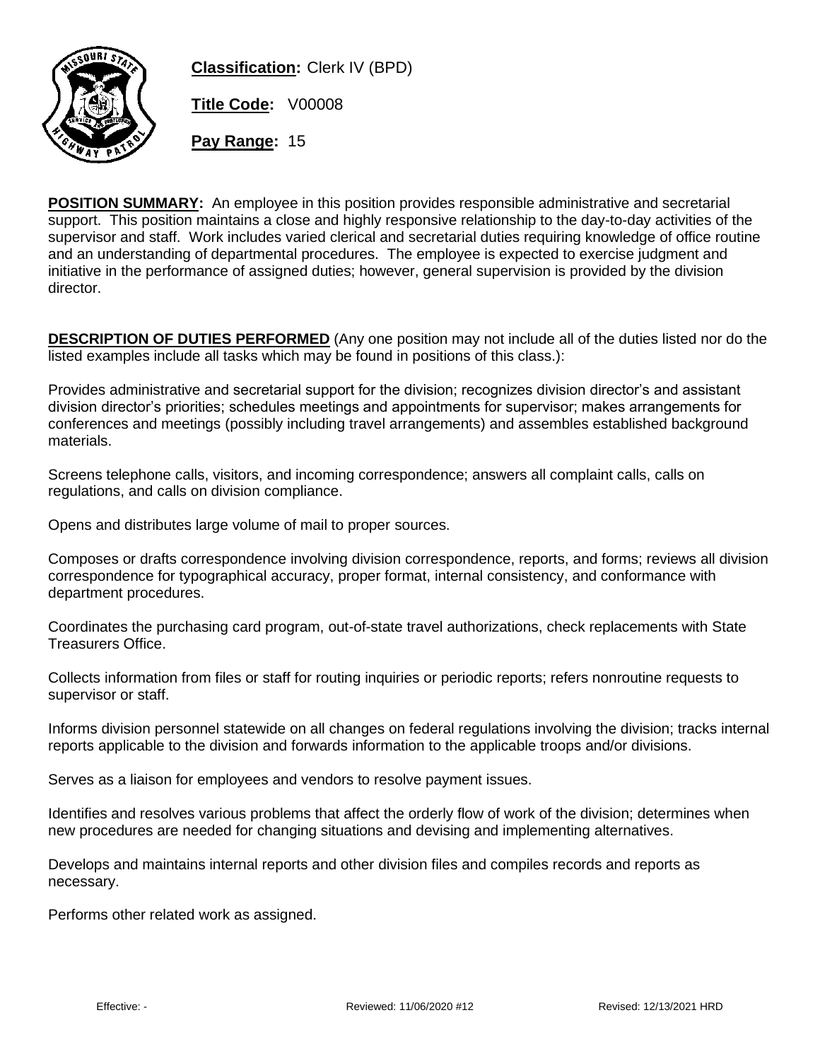**Classification:** Clerk IV (BPD)

**Title Code:** V00008

**Pay Range:** 15

**POSITION SUMMARY:** An employee in this position provides responsible administrative and secretarial support. This position maintains a close and highly responsive relationship to the day-to-day activities of the supervisor and staff. Work includes varied clerical and secretarial duties requiring knowledge of office routine and an understanding of departmental procedures. The employee is expected to exercise judgment and initiative in the performance of assigned duties; however, general supervision is provided by the division director.

**DESCRIPTION OF DUTIES PERFORMED** (Any one position may not include all of the duties listed nor do the listed examples include all tasks which may be found in positions of this class.):

Provides administrative and secretarial support for the division; recognizes division director's and assistant division director's priorities; schedules meetings and appointments for supervisor; makes arrangements for conferences and meetings (possibly including travel arrangements) and assembles established background materials.

Screens telephone calls, visitors, and incoming correspondence; answers all complaint calls, calls on regulations, and calls on division compliance.

Opens and distributes large volume of mail to proper sources.

Composes or drafts correspondence involving division correspondence, reports, and forms; reviews all division correspondence for typographical accuracy, proper format, internal consistency, and conformance with department procedures.

Coordinates the purchasing card program, out-of-state travel authorizations, check replacements with State Treasurers Office.

Collects information from files or staff for routing inquiries or periodic reports; refers nonroutine requests to supervisor or staff.

Informs division personnel statewide on all changes on federal regulations involving the division; tracks internal reports applicable to the division and forwards information to the applicable troops and/or divisions.

Serves as a liaison for employees and vendors to resolve payment issues.

Identifies and resolves various problems that affect the orderly flow of work of the division; determines when new procedures are needed for changing situations and devising and implementing alternatives.

Develops and maintains internal reports and other division files and compiles records and reports as necessary.

Performs other related work as assigned.

Effective: - Reviewed: 11/06/2020 #12 Revised: 12/13/2021 HRD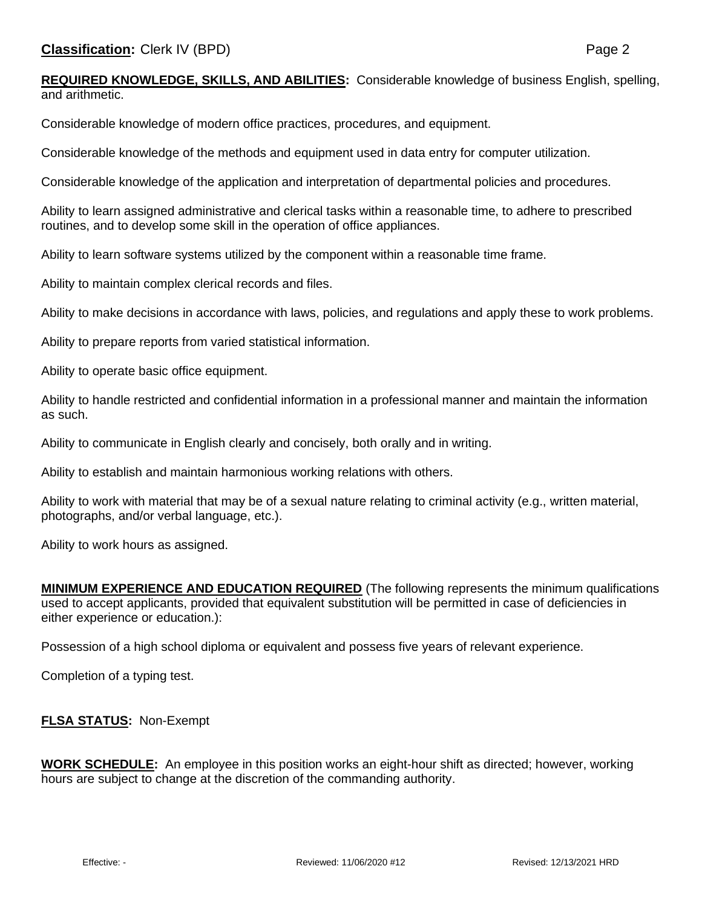**REQUIRED KNOWLEDGE, SKILLS, AND ABILITIES:** Considerable knowledge of business English, spelling, and arithmetic.

Considerable knowledge of modern office practices, procedures, and equipment.

Considerable knowledge of the methods and equipment used in data entry for computer utilization.

Considerable knowledge of the application and interpretation of departmental policies and procedures.

Ability to learn assigned administrative and clerical tasks within a reasonable time, to adhere to prescribed routines, and to develop some skill in the operation of office appliances.

Ability to learn software systems utilized by the component within a reasonable time frame.

Ability to maintain complex clerical records and files.

Ability to make decisions in accordance with laws, policies, and regulations and apply these to work problems.

Ability to prepare reports from varied statistical information.

Ability to operate basic office equipment.

Ability to handle restricted and confidential information in a professional manner and maintain the information as such.

Ability to communicate in English clearly and concisely, both orally and in writing.

Ability to establish and maintain harmonious working relations with others.

Ability to work with material that may be of a sexual nature relating to criminal activity (e.g., written material, photographs, and/or verbal language, etc.).

Ability to work hours as assigned.

**MINIMUM EXPERIENCE AND EDUCATION REQUIRED** (The following represents the minimum qualifications used to accept applicants, provided that equivalent substitution will be permitted in case of deficiencies in either experience or education.):

Possession of a high school diploma or equivalent and possess five years of relevant experience.

Completion of a typing test.

**FLSA STATUS:** Non-Exempt

**WORK SCHEDULE:** An employee in this position works an eight-hour shift as directed; however, working hours are subject to change at the discretion of the commanding authority.

Effective: - Reviewed: 11/06/2020 #12 Revised: 12/13/2021 HRD